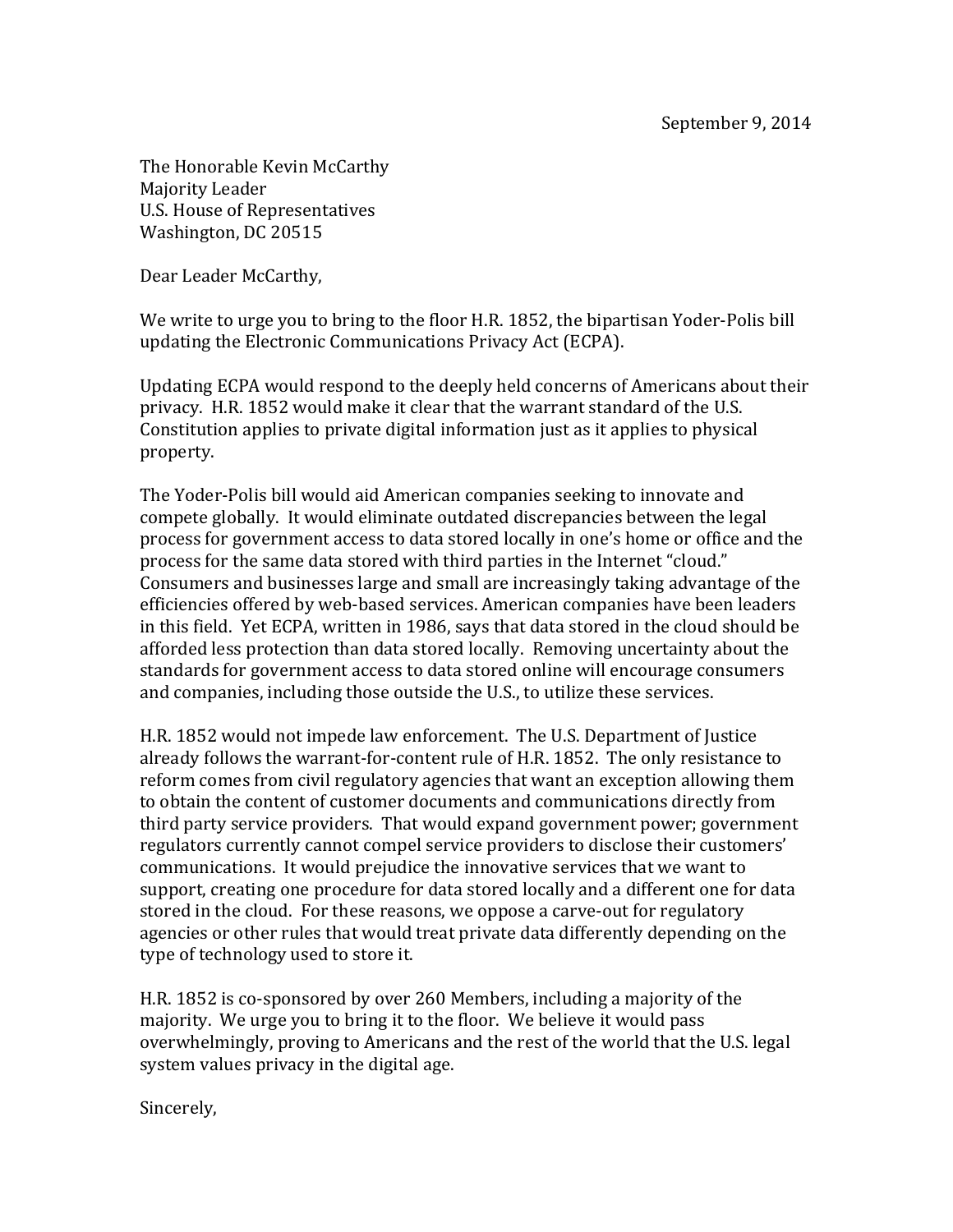September 9, 2014

The Honorable Kevin McCarthy
Majority Leader
U.S. House of Representatives
Washington, DC 20515

Dear Leader McCarthy,

We write to urge you to bring to the floor H.R. 1852, the bipartisan Yoder-Polis bill updating the Electronic Communications Privacy Act (ECPA).

Updating ECPA would respond to the deeply held concerns of Americans about their privacy. H.R. 1852 would make it clear that the warrant standard of the U.S. Constitution applies to private digital information just as it applies to physical property.

The Yoder-Polis bill would aid American companies seeking to innovate and compete globally. It would eliminate outdated discrepancies between the legal process for government access to data stored locally in one's home or office and the process for the same data stored with third parties in the Internet "cloud." Consumers and businesses large and small are increasingly taking advantage of the efficiencies offered by web-based services. American companies have been leaders in this field. Yet ECPA, written in 1986, says that data stored in the cloud should be afforded less protection than data stored locally. Removing uncertainty about the standards for government access to data stored online will encourage consumers and companies, including those outside the U.S., to utilize these services.

H.R. 1852 would not impede law enforcement. The U.S. Department of Justice already follows the warrant-for-content rule of H.R. 1852. The only resistance to reform comes from civil regulatory agencies that want an exception allowing them to obtain the content of customer documents and communications directly from third party service providers. That would expand government power; government regulators currently cannot compel service providers to disclose their customers' communications. It would prejudice the innovative services that we want to support, creating one procedure for data stored locally and a different one for data stored in the cloud. For these reasons, we oppose a carve-out for regulatory agencies or other rules that would treat private data differently depending on the type of technology used to store it.

H.R. 1852 is co-sponsored by over 260 Members, including a majority of the majority. We urge you to bring it to the floor. We believe it would pass overwhelmingly, proving to Americans and the rest of the world that the U.S. legal system values privacy in the digital age.

Sincerely,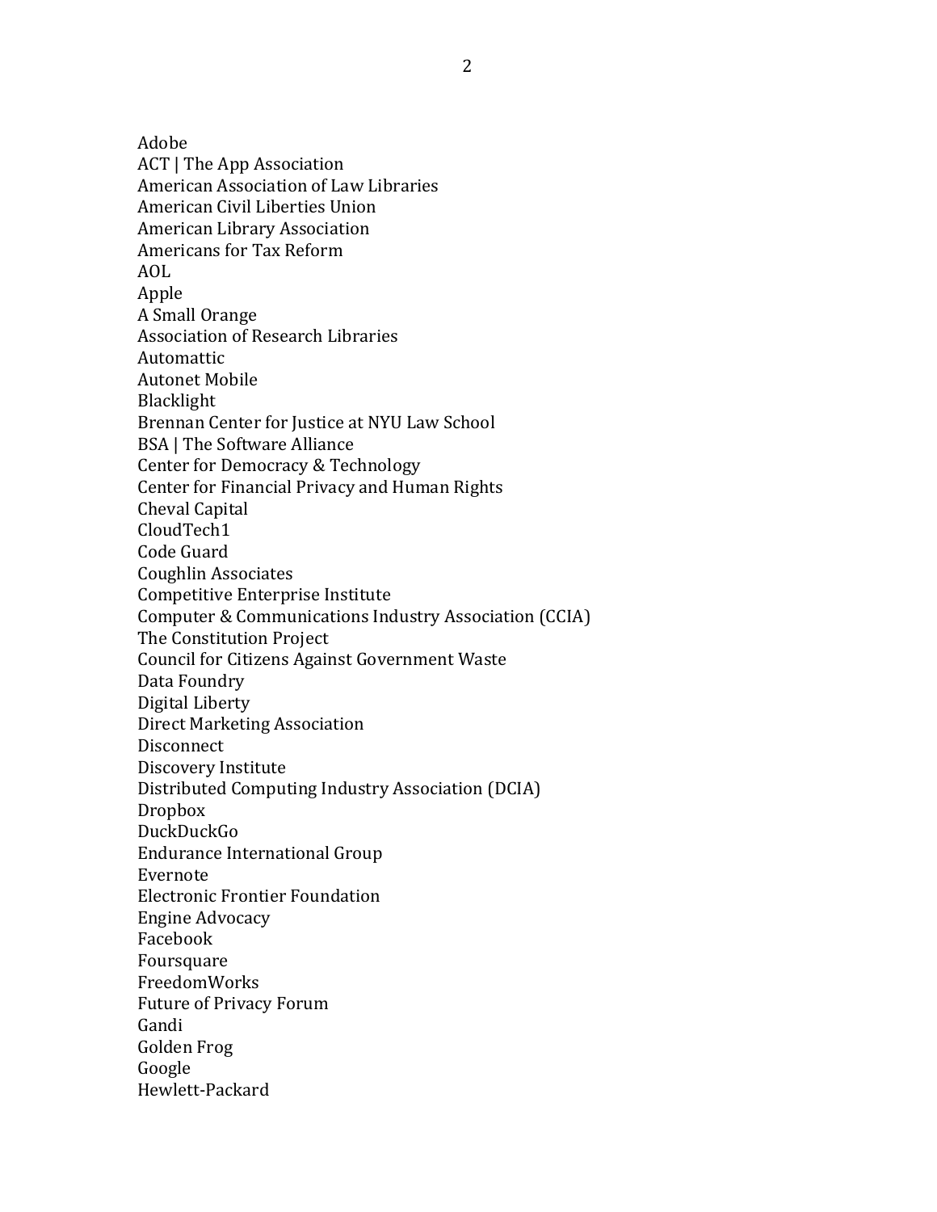Adobe
ACT | The App Association
American Association of Law Libraries
American Civil Liberties Union
American Library Association
Americans for Tax Reform
AOL
Apple
A Small Orange
Association of Research Libraries
Automattic
Autonet Mobile
Blacklight
Brennan Center for Justice at NYU Law School
BSA | The Software Alliance
Center for Democracy & Technology
Center for Financial Privacy and Human Rights
Cheval Capital
CloudTech1
Code Guard
Coughlin Associates
Competitive Enterprise Institute
Computer & Communications Industry Association (CCIA)
The Constitution Project
Council for Citizens Against Government Waste
Data Foundry
Digital Liberty
Direct Marketing Association
Disconnect
Discovery Institute
Distributed Computing Industry Association (DCIA)
Dropbox
DuckDuckGo
Endurance International Group
Evernote
Electronic Frontier Foundation
Engine Advocacy
Facebook
Foursquare
FreedomWorks
Future of Privacy Forum
Gandi
Golden Frog
Google
Hewlett-Packard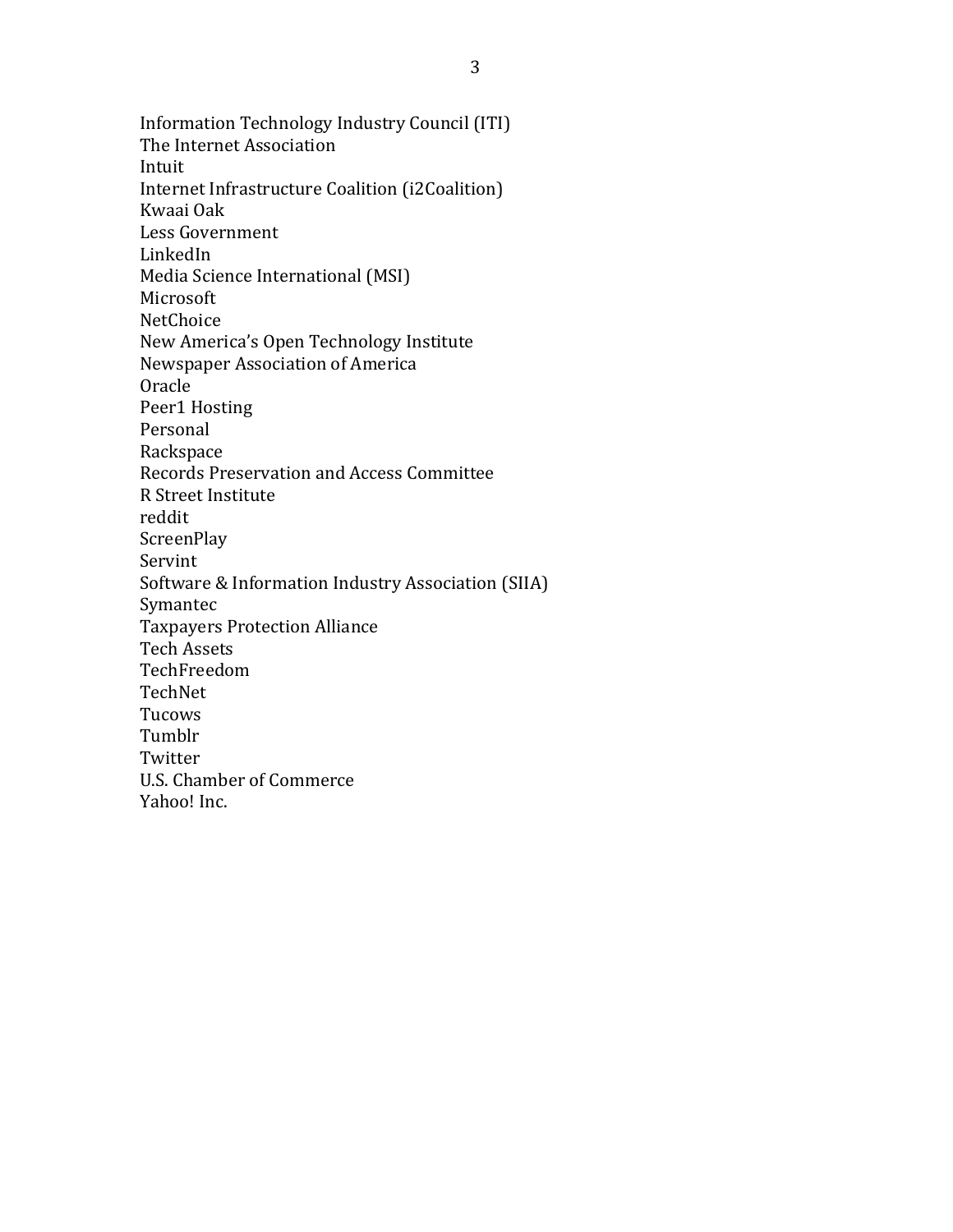Information Technology Industry Council (ITI)
The Internet Association
Intuit
Internet Infrastructure Coalition (i2Coalition)
Kwaai Oak
Less Government
LinkedIn
Media Science International (MSI)
Microsoft
NetChoice
New America's Open Technology Institute
Newspaper Association of America
Oracle
Peer1 Hosting
Personal
Rackspace
Records Preservation and Access Committee
R Street Institute
reddit
ScreenPlay
Servint
Software & Information Industry Association (SIIA)
Symantec
Taxpayers Protection Alliance
Tech Assets
TechFreedom
TechNet
Tucows
Tumblr
Twitter
U.S. Chamber of Commerce
Yahoo! Inc.